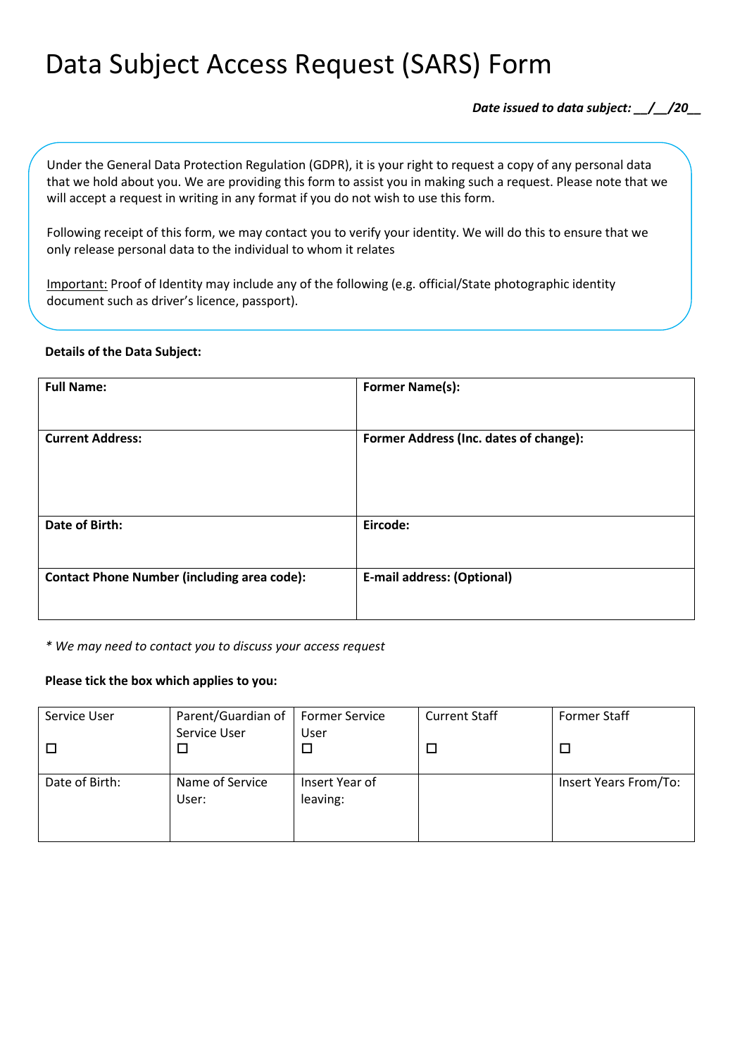# Data Subject Access Request (SARS) Form

***Date issued to data subject: __/__/20__***

Under the General Data Protection Regulation (GDPR), it is your right to request a copy of any personal data that we hold about you. We are providing this form to assist you in making such a request. Please note that we will accept a request in writing in any format if you do not wish to use this form.

Following receipt of this form, we may contact you to verify your identity. We will do this to ensure that we only release personal data to the individual to whom it relates

Important: Proof of Identity may include any of the following (e.g. official/State photographic identity document such as driver's licence, passport).

**Details of the Data Subject:**

| **Full Name:** | **Former Name(s):** |
|---|---|
| **Current Address:** | **Former Address (Inc. dates of change):** |
| **Date of Birth:** | **Eircode:** |
| **Contact Phone Number (including area code):** | **E-mail address: (Optional)** |

*\* We may need to contact you to discuss your access request*

**Please tick the box which applies to you:**

| Service User ☐ | Parent/Guardian of Service User ☐ | Former Service User ☐ | Current Staff ☐ | Former Staff ☐ |
|---|---|---|---|---|
| Date of Birth: | Name of Service User: | Insert Year of leaving: | | Insert Years From/To: |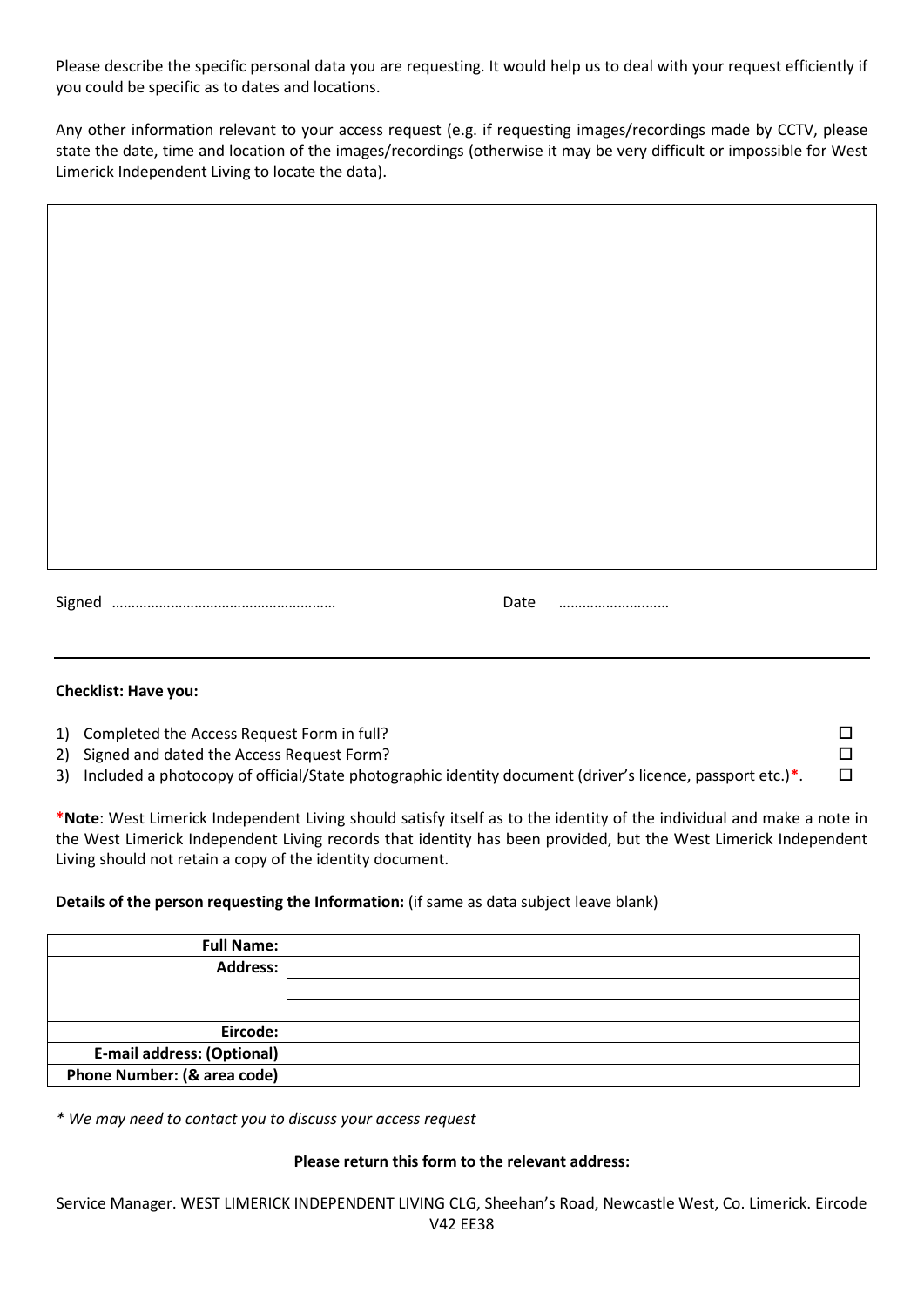Please describe the specific personal data you are requesting. It would help us to deal with your request efficiently if you could be specific as to dates and locations.

Any other information relevant to your access request (e.g. if requesting images/recordings made by CCTV, please state the date, time and location of the images/recordings (otherwise it may be very difficult or impossible for West Limerick Independent Living to locate the data).

| |
|---|
| |

Signed ………………………………………………… Date ………………………

---

**Checklist: Have you:**

1) Completed the Access Request Form in full? ☐
2) Signed and dated the Access Request Form? ☐
3) Included a photocopy of official/State photographic identity document (driver's licence, passport etc.)*. ☐

***Note**: West Limerick Independent Living should satisfy itself as to the identity of the individual and make a note in the West Limerick Independent Living records that identity has been provided, but the West Limerick Independent Living should not retain a copy of the identity document.

**Details of the person requesting the Information:** (if same as data subject leave blank)

| | |
|---|---|
| **Full Name:** | |
| **Address:** | |
| | |
| | |
| **Eircode:** | |
| **E-mail address: (Optional)** | |
| **Phone Number: (& area code)** | |

*\* We may need to contact you to discuss your access request*

**Please return this form to the relevant address:**

Service Manager. WEST LIMERICK INDEPENDENT LIVING CLG, Sheehan's Road, Newcastle West, Co. Limerick. Eircode V42 EE38